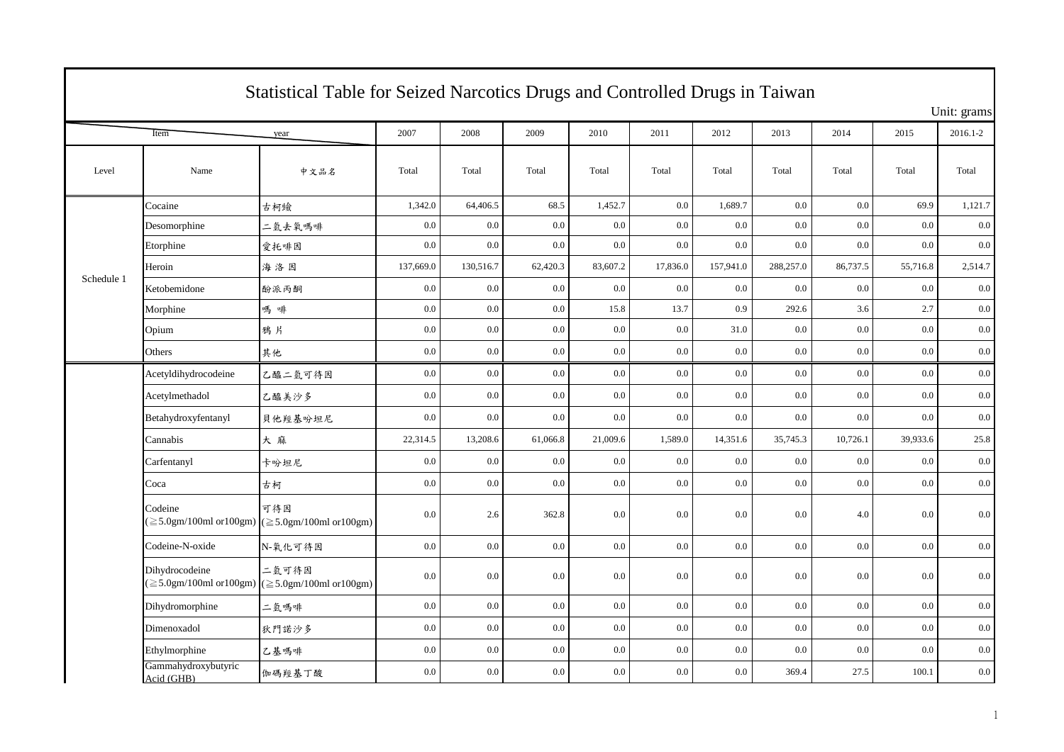# Statistical Table for Seized Narcotics Drugs and Controlled Drugs in Taiwan

Unit: grams

| Item / year | | | 2007 | 2008 | 2009 | 2010 | 2011 | 2012 | 2013 | 2014 | 2015 | 2016.1-2 |
|---|---|---|---|---|---|---|---|---|---|---|---|---|
| Level | Name | 中文品名 | Total | Total | Total | Total | Total | Total | Total | Total | Total | Total |
| Schedule 1 | Cocaine | 古柯鹼 | 1,342.0 | 64,406.5 | 68.5 | 1,452.7 | 0.0 | 1,689.7 | 0.0 | 0.0 | 69.9 | 1,121.7 |
| | Desomorphine | 二氫去氧嗎啡 | 0.0 | 0.0 | 0.0 | 0.0 | 0.0 | 0.0 | 0.0 | 0.0 | 0.0 | 0.0 |
| | Etorphine | 愛托啡因 | 0.0 | 0.0 | 0.0 | 0.0 | 0.0 | 0.0 | 0.0 | 0.0 | 0.0 | 0.0 |
| | Heroin | 海 洛 因 | 137,669.0 | 130,516.7 | 62,420.3 | 83,607.2 | 17,836.0 | 157,941.0 | 288,257.0 | 86,737.5 | 55,716.8 | 2,514.7 |
| | Ketobemidone | 酚派丙酮 | 0.0 | 0.0 | 0.0 | 0.0 | 0.0 | 0.0 | 0.0 | 0.0 | 0.0 | 0.0 |
| | Morphine | 嗎 啡 | 0.0 | 0.0 | 0.0 | 15.8 | 13.7 | 0.9 | 292.6 | 3.6 | 2.7 | 0.0 |
| | Opium | 鴉 片 | 0.0 | 0.0 | 0.0 | 0.0 | 0.0 | 31.0 | 0.0 | 0.0 | 0.0 | 0.0 |
| | Others | 其他 | 0.0 | 0.0 | 0.0 | 0.0 | 0.0 | 0.0 | 0.0 | 0.0 | 0.0 | 0.0 |
| | Acetyldihydrocodeine | 乙醯二氫可待因 | 0.0 | 0.0 | 0.0 | 0.0 | 0.0 | 0.0 | 0.0 | 0.0 | 0.0 | 0.0 |
| | Acetylmethadol | 乙醯美沙多 | 0.0 | 0.0 | 0.0 | 0.0 | 0.0 | 0.0 | 0.0 | 0.0 | 0.0 | 0.0 |
| | Betahydroxyfentanyl | 貝他羥基吩坦尼 | 0.0 | 0.0 | 0.0 | 0.0 | 0.0 | 0.0 | 0.0 | 0.0 | 0.0 | 0.0 |
| | Cannabis | 大 麻 | 22,314.5 | 13,208.6 | 61,066.8 | 21,009.6 | 1,589.0 | 14,351.6 | 35,745.3 | 10,726.1 | 39,933.6 | 25.8 |
| | Carfentanyl | 卡吩坦尼 | 0.0 | 0.0 | 0.0 | 0.0 | 0.0 | 0.0 | 0.0 | 0.0 | 0.0 | 0.0 |
| | Coca | 古柯 | 0.0 | 0.0 | 0.0 | 0.0 | 0.0 | 0.0 | 0.0 | 0.0 | 0.0 | 0.0 |
| | Codeine (≧5.0gm/100ml or100gm) | 可待因 (≧5.0gm/100ml or100gm) | 0.0 | 2.6 | 362.8 | 0.0 | 0.0 | 0.0 | 0.0 | 4.0 | 0.0 | 0.0 |
| | Codeine-N-oxide | N-氧化可待因 | 0.0 | 0.0 | 0.0 | 0.0 | 0.0 | 0.0 | 0.0 | 0.0 | 0.0 | 0.0 |
| | Dihydrocodeine (≧5.0gm/100ml or100gm) | 二氫可待因 (≧5.0gm/100ml or100gm) | 0.0 | 0.0 | 0.0 | 0.0 | 0.0 | 0.0 | 0.0 | 0.0 | 0.0 | 0.0 |
| | Dihydromorphine | 二氫嗎啡 | 0.0 | 0.0 | 0.0 | 0.0 | 0.0 | 0.0 | 0.0 | 0.0 | 0.0 | 0.0 |
| | Dimenoxadol | 狄門諾沙多 | 0.0 | 0.0 | 0.0 | 0.0 | 0.0 | 0.0 | 0.0 | 0.0 | 0.0 | 0.0 |
| | Ethylmorphine | 乙基嗎啡 | 0.0 | 0.0 | 0.0 | 0.0 | 0.0 | 0.0 | 0.0 | 0.0 | 0.0 | 0.0 |
| | Gammahydroxybutyric Acid (GHB) | 伽碼羥基丁酸 | 0.0 | 0.0 | 0.0 | 0.0 | 0.0 | 0.0 | 369.4 | 27.5 | 100.1 | 0.0 |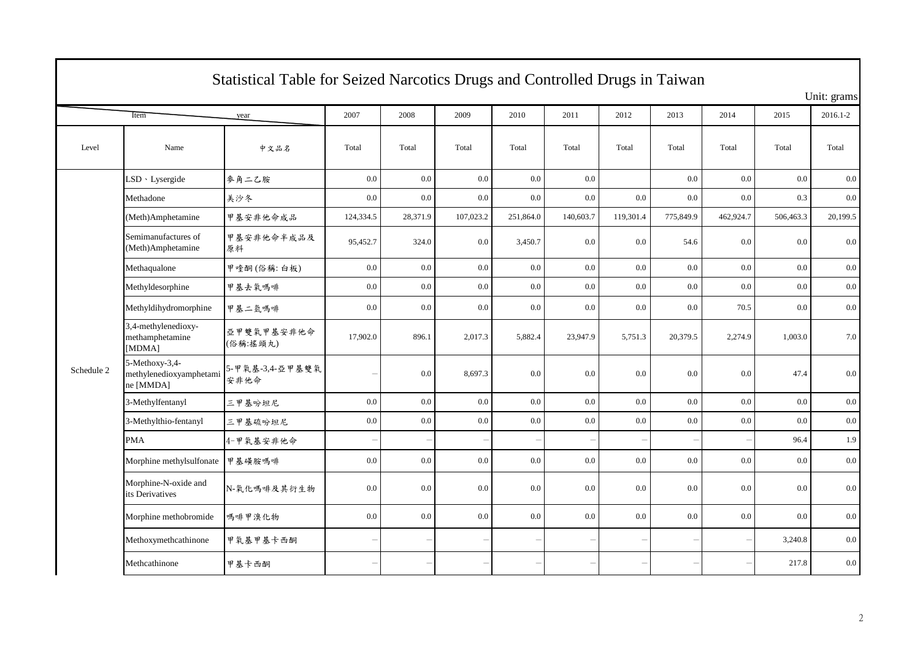# Statistical Table for Seized Narcotics Drugs and Controlled Drugs in Taiwan

Unit: grams

| Item / year | | | 2007 | 2008 | 2009 | 2010 | 2011 | 2012 | 2013 | 2014 | 2015 | 2016.1-2 |
|---|---|---|---|---|---|---|---|---|---|---|---|---|
| Level | Name | 中文品名 | Total | Total | Total | Total | Total | Total | Total | Total | Total | Total |
| Schedule 2 | LSD、Lysergide | 麥角二乙胺 | 0.0 | 0.0 | 0.0 | 0.0 | 0.0 | | 0.0 | 0.0 | 0.0 | 0.0 |
| | Methadone | 美沙冬 | 0.0 | 0.0 | 0.0 | 0.0 | 0.0 | 0.0 | 0.0 | 0.0 | 0.3 | 0.0 |
| | (Meth)Amphetamine | 甲基安非他命成品 | 124,334.5 | 28,371.9 | 107,023.2 | 251,864.0 | 140,603.7 | 119,301.4 | 775,849.9 | 462,924.7 | 506,463.3 | 20,199.5 |
| | Semimanufactures of (Meth)Amphetamine | 甲基安非他命半成品及原料 | 95,452.7 | 324.0 | 0.0 | 3,450.7 | 0.0 | 0.0 | 54.6 | 0.0 | 0.0 | 0.0 |
| | Methaqualone | 甲喹酮(俗稱:白板) | 0.0 | 0.0 | 0.0 | 0.0 | 0.0 | 0.0 | 0.0 | 0.0 | 0.0 | 0.0 |
| | Methyldesorphine | 甲基去氧嗎啡 | 0.0 | 0.0 | 0.0 | 0.0 | 0.0 | 0.0 | 0.0 | 0.0 | 0.0 | 0.0 |
| | Methyldihydromorphine | 甲基二氫嗎啡 | 0.0 | 0.0 | 0.0 | 0.0 | 0.0 | 0.0 | 0.0 | 70.5 | 0.0 | 0.0 |
| | 3,4-methylenedioxy-methamphetamine [MDMA] | 亞甲雙氧甲基安非他命(俗稱:搖頭丸) | 17,902.0 | 896.1 | 2,017.3 | 5,882.4 | 23,947.9 | 5,751.3 | 20,379.5 | 2,274.9 | 1,003.0 | 7.0 |
| | 5-Methoxy-3,4-methylenedioxyamphetamine [MMDA] | 5-甲氧基-3,4-亞甲基雙氧安非他命 | – | 0.0 | 8,697.3 | 0.0 | 0.0 | 0.0 | 0.0 | 0.0 | 47.4 | 0.0 |
| | 3-Methylfentanyl | 三甲基吩坦尼 | 0.0 | 0.0 | 0.0 | 0.0 | 0.0 | 0.0 | 0.0 | 0.0 | 0.0 | 0.0 |
| | 3-Methylthio-fentanyl | 三甲基硫吩坦尼 | 0.0 | 0.0 | 0.0 | 0.0 | 0.0 | 0.0 | 0.0 | 0.0 | 0.0 | 0.0 |
| | PMA | 4-甲氧基安非他命 | – | – | – | – | – | – | – | – | 96.4 | 1.9 |
| | Morphine methylsulfonate | 甲基磺胺嗎啡 | 0.0 | 0.0 | 0.0 | 0.0 | 0.0 | 0.0 | 0.0 | 0.0 | 0.0 | 0.0 |
| | Morphine-N-oxide and its Derivatives | N-氧化嗎啡及其衍生物 | 0.0 | 0.0 | 0.0 | 0.0 | 0.0 | 0.0 | 0.0 | 0.0 | 0.0 | 0.0 |
| | Morphine methobromide | 嗎啡甲溴化物 | 0.0 | 0.0 | 0.0 | 0.0 | 0.0 | 0.0 | 0.0 | 0.0 | 0.0 | 0.0 |
| | Methoxymethcathinone | 甲氧基甲基卡西酮 | – | – | – | – | – | – | – | – | 3,240.8 | 0.0 |
| | Methcathinone | 甲基卡西酮 | – | – | – | – | – | – | – | – | 217.8 | 0.0 |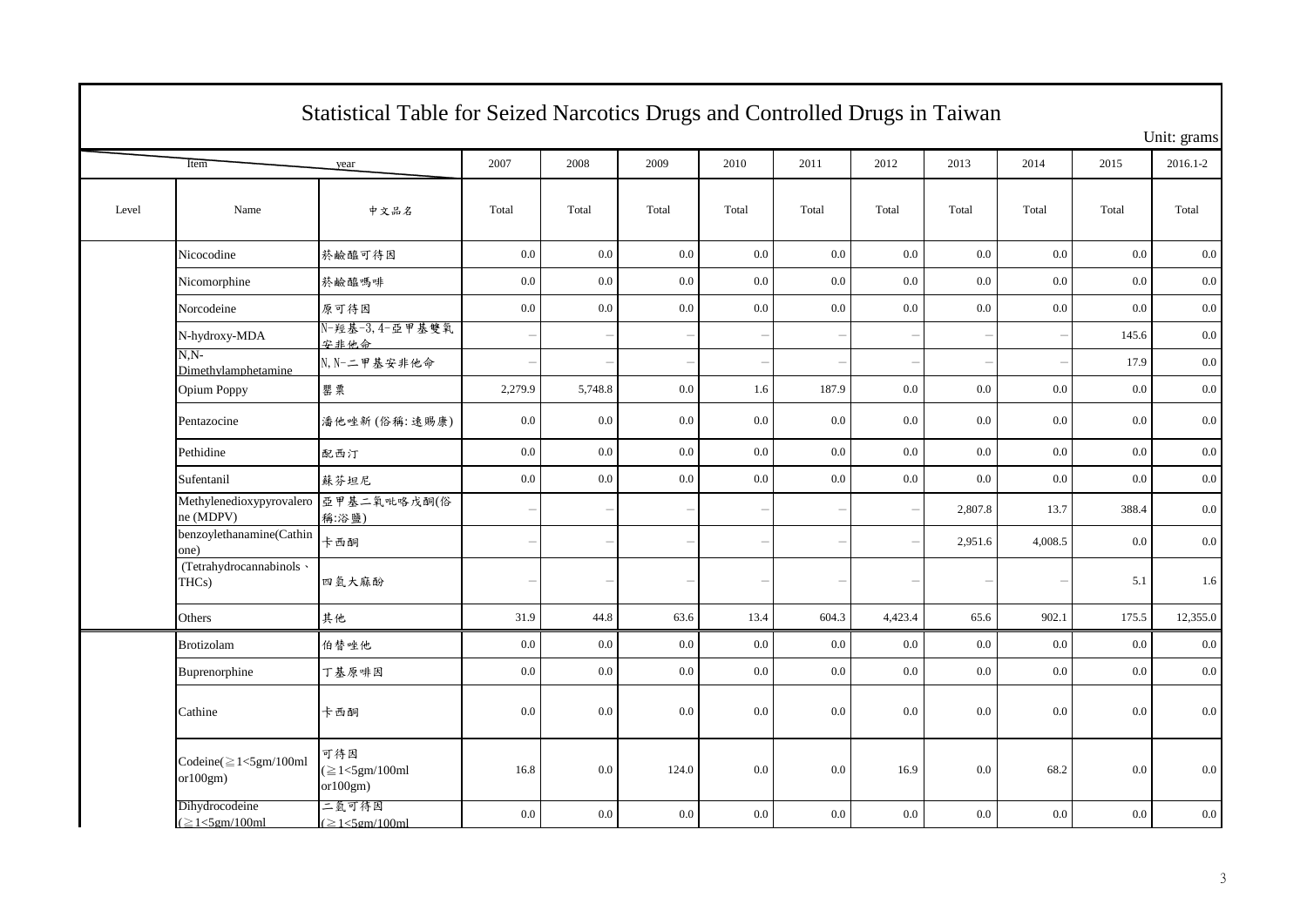# Statistical Table for Seized Narcotics Drugs and Controlled Drugs in Taiwan

Unit: grams

| Item / year | | | 2007 | 2008 | 2009 | 2010 | 2011 | 2012 | 2013 | 2014 | 2015 | 2016.1-2 |
|---|---|---|---|---|---|---|---|---|---|---|---|---|
| Level | Name | 中文品名 | Total | Total | Total | Total | Total | Total | Total | Total | Total | Total |
| | Nicocodine | 菸鹼醯可待因 | 0.0 | 0.0 | 0.0 | 0.0 | 0.0 | 0.0 | 0.0 | 0.0 | 0.0 | 0.0 |
| | Nicomorphine | 菸鹼醯嗎啡 | 0.0 | 0.0 | 0.0 | 0.0 | 0.0 | 0.0 | 0.0 | 0.0 | 0.0 | 0.0 |
| | Norcodeine | 原可待因 | 0.0 | 0.0 | 0.0 | 0.0 | 0.0 | 0.0 | 0.0 | 0.0 | 0.0 | 0.0 |
| | N-hydroxy-MDA | N-羥基-3,4-亞甲基雙氧安非他命 | – | – | – | – | – | – | – | – | 145.6 | 0.0 |
| | N,N-Dimethylamphetamine | N,N-二甲基安非他命 | – | – | – | – | – | – | – | – | 17.9 | 0.0 |
| | Opium Poppy | 罌粟 | 2,279.9 | 5,748.8 | 0.0 | 1.6 | 187.9 | 0.0 | 0.0 | 0.0 | 0.0 | 0.0 |
| | Pentazocine | 潘他唑新 (俗稱: 速賜康) | 0.0 | 0.0 | 0.0 | 0.0 | 0.0 | 0.0 | 0.0 | 0.0 | 0.0 | 0.0 |
| | Pethidine | 配西汀 | 0.0 | 0.0 | 0.0 | 0.0 | 0.0 | 0.0 | 0.0 | 0.0 | 0.0 | 0.0 |
| | Sufentanil | 蘇芬坦尼 | 0.0 | 0.0 | 0.0 | 0.0 | 0.0 | 0.0 | 0.0 | 0.0 | 0.0 | 0.0 |
| | Methylenedioxypyrovalerone (MDPV) | 亞甲基二氧吡咯戊酮(俗稱:浴鹽) | – | – | – | – | – | – | 2,807.8 | 13.7 | 388.4 | 0.0 |
| | benzoylethanamine(Cathinone) | 卡西酮 | – | – | – | – | – | – | 2,951.6 | 4,008.5 | 0.0 | 0.0 |
| | (Tetrahydrocannabinols、THCs) | 四氫大麻酚 | – | – | – | – | – | – | – | – | 5.1 | 1.6 |
| | Others | 其他 | 31.9 | 44.8 | 63.6 | 13.4 | 604.3 | 4,423.4 | 65.6 | 902.1 | 175.5 | 12,355.0 |
| | Brotizolam | 伯替唑他 | 0.0 | 0.0 | 0.0 | 0.0 | 0.0 | 0.0 | 0.0 | 0.0 | 0.0 | 0.0 |
| | Buprenorphine | 丁基原啡因 | 0.0 | 0.0 | 0.0 | 0.0 | 0.0 | 0.0 | 0.0 | 0.0 | 0.0 | 0.0 |
| | Cathine | 卡西酮 | 0.0 | 0.0 | 0.0 | 0.0 | 0.0 | 0.0 | 0.0 | 0.0 | 0.0 | 0.0 |
| | Codeine(≧1<5gm/100ml or100gm) | 可待因 (≧1<5gm/100ml or100gm) | 16.8 | 0.0 | 124.0 | 0.0 | 0.0 | 16.9 | 0.0 | 68.2 | 0.0 | 0.0 |
| | Dihydrocodeine (≧1<5gm/100ml | 二氫可待因 (≧1<5gm/100ml | 0.0 | 0.0 | 0.0 | 0.0 | 0.0 | 0.0 | 0.0 | 0.0 | 0.0 | 0.0 |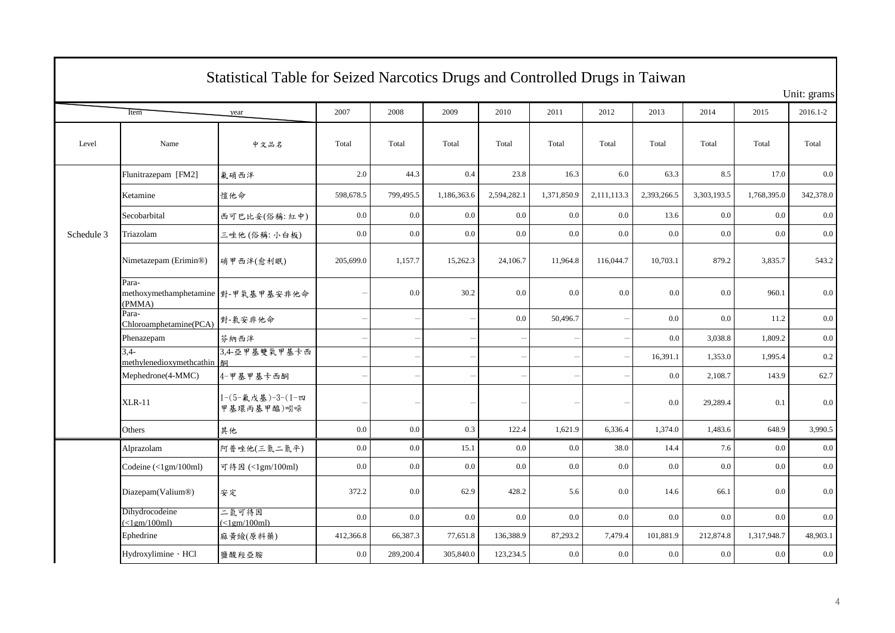# Statistical Table for Seized Narcotics Drugs and Controlled Drugs in Taiwan

Unit: grams

| Level | Item / Name | 中文品名 | 2007 | 2008 | 2009 | 2010 | 2011 | 2012 | 2013 | 2014 | 2015 | 2016.1-2 |
|---|---|---|---|---|---|---|---|---|---|---|---|---|
| | | | Total | Total | Total | Total | Total | Total | Total | Total | Total | Total |
| Schedule 3 | Flunitrazepam [FM2] | 氟硝西泮 | 2.0 | 44.3 | 0.4 | 23.8 | 16.3 | 6.0 | 63.3 | 8.5 | 17.0 | 0.0 |
| | Ketamine | 愷他命 | 598,678.5 | 799,495.5 | 1,186,363.6 | 2,594,282.1 | 1,371,850.9 | 2,111,113.3 | 2,393,266.5 | 3,303,193.5 | 1,768,395.0 | 342,378.0 |
| | Secobarbital | 西可巴比妥(俗稱: 紅中) | 0.0 | 0.0 | 0.0 | 0.0 | 0.0 | 0.0 | 13.6 | 0.0 | 0.0 | 0.0 |
| | Triazolam | 三唑他 (俗稱: 小白板) | 0.0 | 0.0 | 0.0 | 0.0 | 0.0 | 0.0 | 0.0 | 0.0 | 0.0 | 0.0 |
| | Nimetazepam (Erimin®) | 硝甲西泮(愈利眠) | 205,699.0 | 1,157.7 | 15,262.3 | 24,106.7 | 11,964.8 | 116,044.7 | 10,703.1 | 879.2 | 3,835.7 | 543.2 |
| | Para-methoxymethamphetamine (PMMA) | 對-甲氧基甲基安非他命 | – | 0.0 | 30.2 | 0.0 | 0.0 | 0.0 | 0.0 | 0.0 | 960.1 | 0.0 |
| | Para-Chloroamphetamine(PCA) | 對-氯安非他命 | – | – | – | 0.0 | 50,496.7 | – | 0.0 | 0.0 | 11.2 | 0.0 |
| | Phenazepam | 芬納西泮 | – | – | – | – | – | – | 0.0 | 3,038.8 | 1,809.2 | 0.0 |
| | 3,4-methylenedioxymethcathin | 3,4-亞甲基雙氧甲基卡西酮 | – | – | – | – | – | – | 16,391.1 | 1,353.0 | 1,995.4 | 0.2 |
| | Mephedrone(4-MMC) | 4-甲基甲基卡西酮 | – | – | – | – | – | – | 0.0 | 2,108.7 | 143.9 | 62.7 |
| | XLR-11 | 1-(5-氟戊基)-3-(1-四甲基環丙基甲醯)吲哚 | – | – | – | – | – | – | 0.0 | 29,289.4 | 0.1 | 0.0 |
| | Others | 其他 | 0.0 | 0.0 | 0.3 | 122.4 | 1,621.9 | 6,336.4 | 1,374.0 | 1,483.6 | 648.9 | 3,990.5 |
| | Alprazolam | 阿普唑他(三氮二氮平) | 0.0 | 0.0 | 15.1 | 0.0 | 0.0 | 38.0 | 14.4 | 7.6 | 0.0 | 0.0 |
| | Codeine (<1gm/100ml) | 可待因 (<1gm/100ml) | 0.0 | 0.0 | 0.0 | 0.0 | 0.0 | 0.0 | 0.0 | 0.0 | 0.0 | 0.0 |
| | Diazepam(Valium®) | 安定 | 372.2 | 0.0 | 62.9 | 428.2 | 5.6 | 0.0 | 14.6 | 66.1 | 0.0 | 0.0 |
| | Dihydrocodeine (<1gm/100ml) | 二氫可待因 (<1gm/100ml) | 0.0 | 0.0 | 0.0 | 0.0 | 0.0 | 0.0 | 0.0 | 0.0 | 0.0 | 0.0 |
| | Ephedrine | 麻黃鹼(原料藥) | 412,366.8 | 66,387.3 | 77,651.8 | 136,388.9 | 87,293.2 | 7,479.4 | 101,881.9 | 212,874.8 | 1,317,948.7 | 48,903.1 |
| | Hydroxylimine、HCl | 鹽酸羥亞胺 | 0.0 | 289,200.4 | 305,840.0 | 123,234.5 | 0.0 | 0.0 | 0.0 | 0.0 | 0.0 | 0.0 |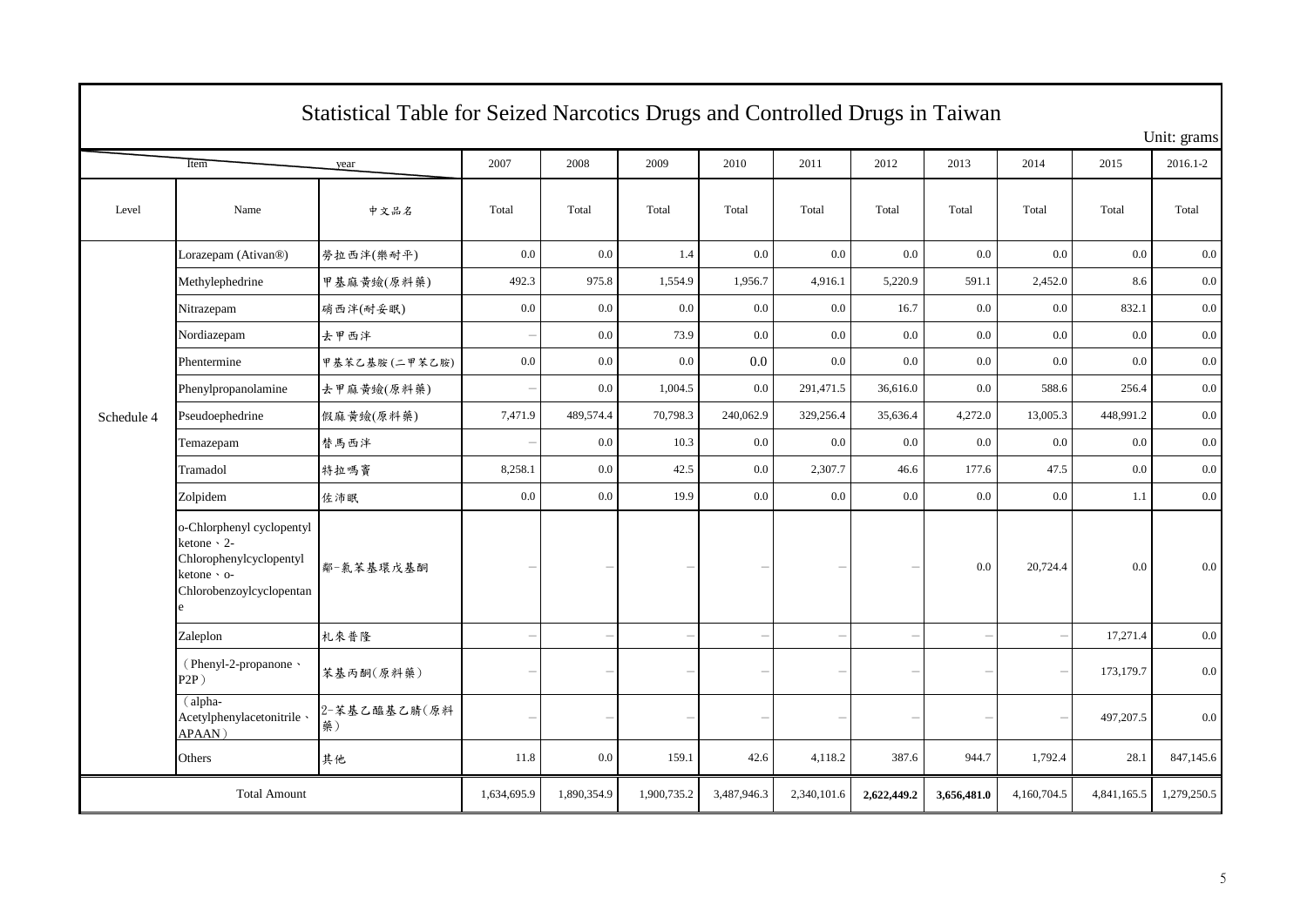# Statistical Table for Seized Narcotics Drugs and Controlled Drugs in Taiwan

Unit: grams

| Item / year | | | 2007 | 2008 | 2009 | 2010 | 2011 | 2012 | 2013 | 2014 | 2015 | 2016.1-2 |
|---|---|---|---|---|---|---|---|---|---|---|---|---|
| Level | Name | 中文品名 | Total | Total | Total | Total | Total | Total | Total | Total | Total | Total |
| Schedule 4 | Lorazepam (Ativan®) | 勞拉西泮(樂耐平) | 0.0 | 0.0 | 1.4 | 0.0 | 0.0 | 0.0 | 0.0 | 0.0 | 0.0 | 0.0 |
| | Methylephedrine | 甲基麻黃鹼(原料藥) | 492.3 | 975.8 | 1,554.9 | 1,956.7 | 4,916.1 | 5,220.9 | 591.1 | 2,452.0 | 8.6 | 0.0 |
| | Nitrazepam | 硝西泮(耐妥眠) | 0.0 | 0.0 | 0.0 | 0.0 | 0.0 | 16.7 | 0.0 | 0.0 | 832.1 | 0.0 |
| | Nordiazepam | 去甲西泮 | – | 0.0 | 73.9 | 0.0 | 0.0 | 0.0 | 0.0 | 0.0 | 0.0 | 0.0 |
| | Phentermine | 甲基苯乙基胺(二甲苯乙胺) | 0.0 | 0.0 | 0.0 | 0.0 | 0.0 | 0.0 | 0.0 | 0.0 | 0.0 | 0.0 |
| | Phenylpropanolamine | 去甲麻黃鹼(原料藥) | – | 0.0 | 1,004.5 | 0.0 | 291,471.5 | 36,616.0 | 0.0 | 588.6 | 256.4 | 0.0 |
| | Pseudoephedrine | 假麻黃鹼(原料藥) | 7,471.9 | 489,574.4 | 70,798.3 | 240,062.9 | 329,256.4 | 35,636.4 | 4,272.0 | 13,005.3 | 448,991.2 | 0.0 |
| | Temazepam | 替馬西泮 | – | 0.0 | 10.3 | 0.0 | 0.0 | 0.0 | 0.0 | 0.0 | 0.0 | 0.0 |
| | Tramadol | 特拉嗎竇 | 8,258.1 | 0.0 | 42.5 | 0.0 | 2,307.7 | 46.6 | 177.6 | 47.5 | 0.0 | 0.0 |
| | Zolpidem | 佐沛眠 | 0.0 | 0.0 | 19.9 | 0.0 | 0.0 | 0.0 | 0.0 | 0.0 | 1.1 | 0.0 |
| | o-Chlorphenyl cyclopentyl ketone、2-Chlorophenylcyclopentyl ketone、o-Chlorobenzoylcyclopentane | 鄰-氯苯基環戊基酮 | – | – | – | – | – | – | 0.0 | 20,724.4 | 0.0 | 0.0 |
| | Zaleplon | 札來普隆 | – | – | – | – | – | – | – | – | 17,271.4 | 0.0 |
| | (Phenyl-2-propanone、P2P) | 苯基丙酮(原料藥) | – | – | – | – | – | – | – | – | 173,179.7 | 0.0 |
| | (alpha-Acetylphenylacetonitrile、APAAN) | 2-苯基乙醯基乙腈(原料藥) | – | – | – | – | – | – | – | – | 497,207.5 | 0.0 |
| | Others | 其他 | 11.8 | 0.0 | 159.1 | 42.6 | 4,118.2 | 387.6 | 944.7 | 1,792.4 | 28.1 | 847,145.6 |
| Total Amount | | | 1,634,695.9 | 1,890,354.9 | 1,900,735.2 | 3,487,946.3 | 2,340,101.6 | **2,622,449.2** | **3,656,481.0** | 4,160,704.5 | 4,841,165.5 | 1,279,250.5 |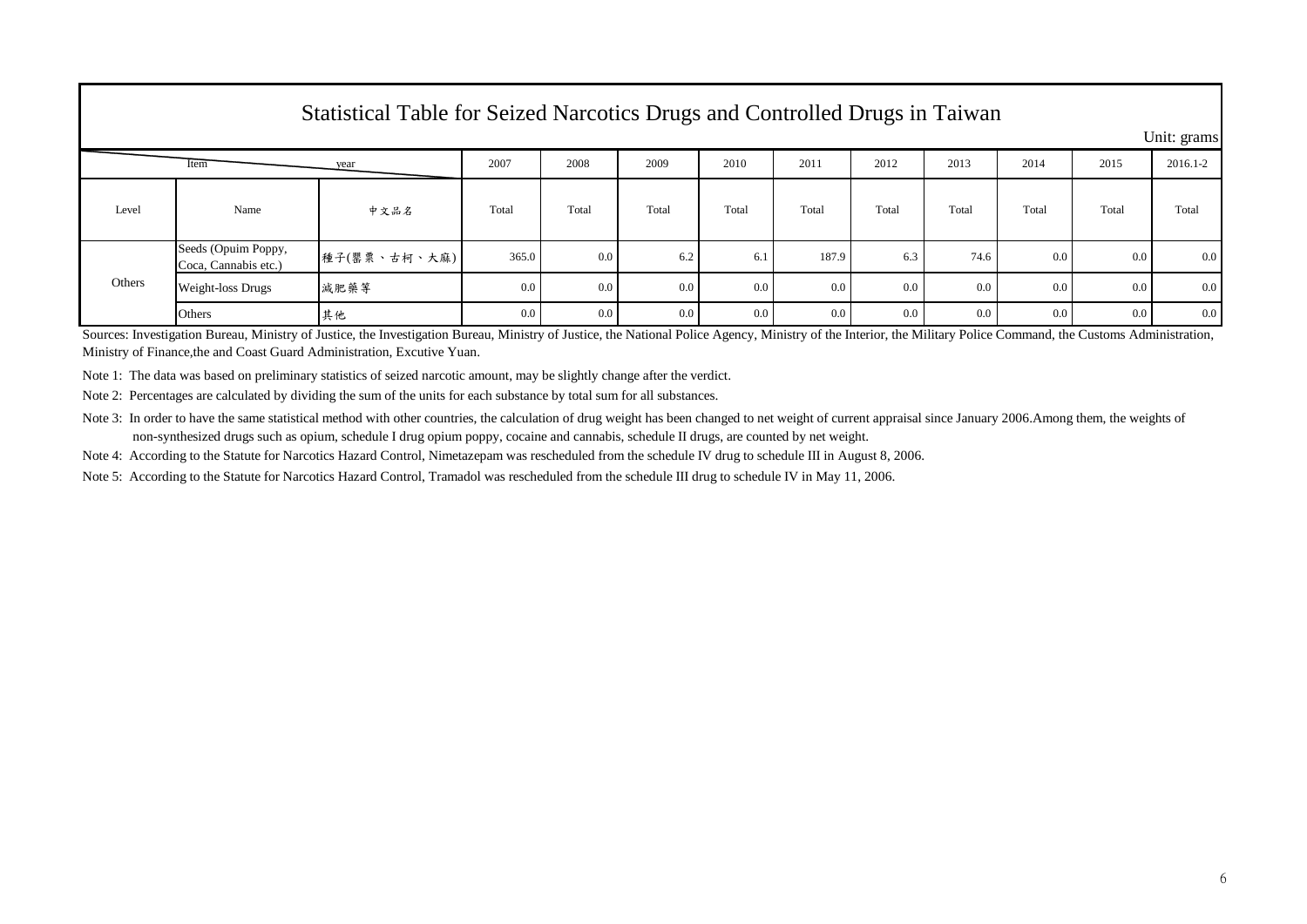# Statistical Table for Seized Narcotics Drugs and Controlled Drugs in Taiwan

Unit: grams

| Item | | year | 2007 | 2008 | 2009 | 2010 | 2011 | 2012 | 2013 | 2014 | 2015 | 2016.1-2 |
|---|---|---|---|---|---|---|---|---|---|---|---|---|
| Level | Name | 中文品名 | Total | Total | Total | Total | Total | Total | Total | Total | Total | Total |
| Others | Seeds (Opuim Poppy, Coca, Cannabis etc.) | 種子(罌粟、古柯、大麻) | 365.0 | 0.0 | 6.2 | 6.1 | 187.9 | 6.3 | 74.6 | 0.0 | 0.0 | 0.0 |
| | Weight-loss Drugs | 減肥藥等 | 0.0 | 0.0 | 0.0 | 0.0 | 0.0 | 0.0 | 0.0 | 0.0 | 0.0 | 0.0 |
| | Others | 其他 | 0.0 | 0.0 | 0.0 | 0.0 | 0.0 | 0.0 | 0.0 | 0.0 | 0.0 | 0.0 |

Sources: Investigation Bureau, Ministry of Justice, the Investigation Bureau, Ministry of Justice, the National Police Agency, Ministry of the Interior, the Military Police Command, the Customs Administration, Ministry of Finance,the and Coast Guard Administration, Excutive Yuan.

Note 1: The data was based on preliminary statistics of seized narcotic amount, may be slightly change after the verdict.

Note 2: Percentages are calculated by dividing the sum of the units for each substance by total sum for all substances.

Note 3: In order to have the same statistical method with other countries, the calculation of drug weight has been changed to net weight of current appraisal since January 2006.Among them, the weights of non-synthesized drugs such as opium, schedule I drug opium poppy, cocaine and cannabis, schedule II drugs, are counted by net weight.

Note 4: According to the Statute for Narcotics Hazard Control, Nimetazepam was rescheduled from the schedule IV drug to schedule III in August 8, 2006.

Note 5: According to the Statute for Narcotics Hazard Control, Tramadol was rescheduled from the schedule III drug to schedule IV in May 11, 2006.